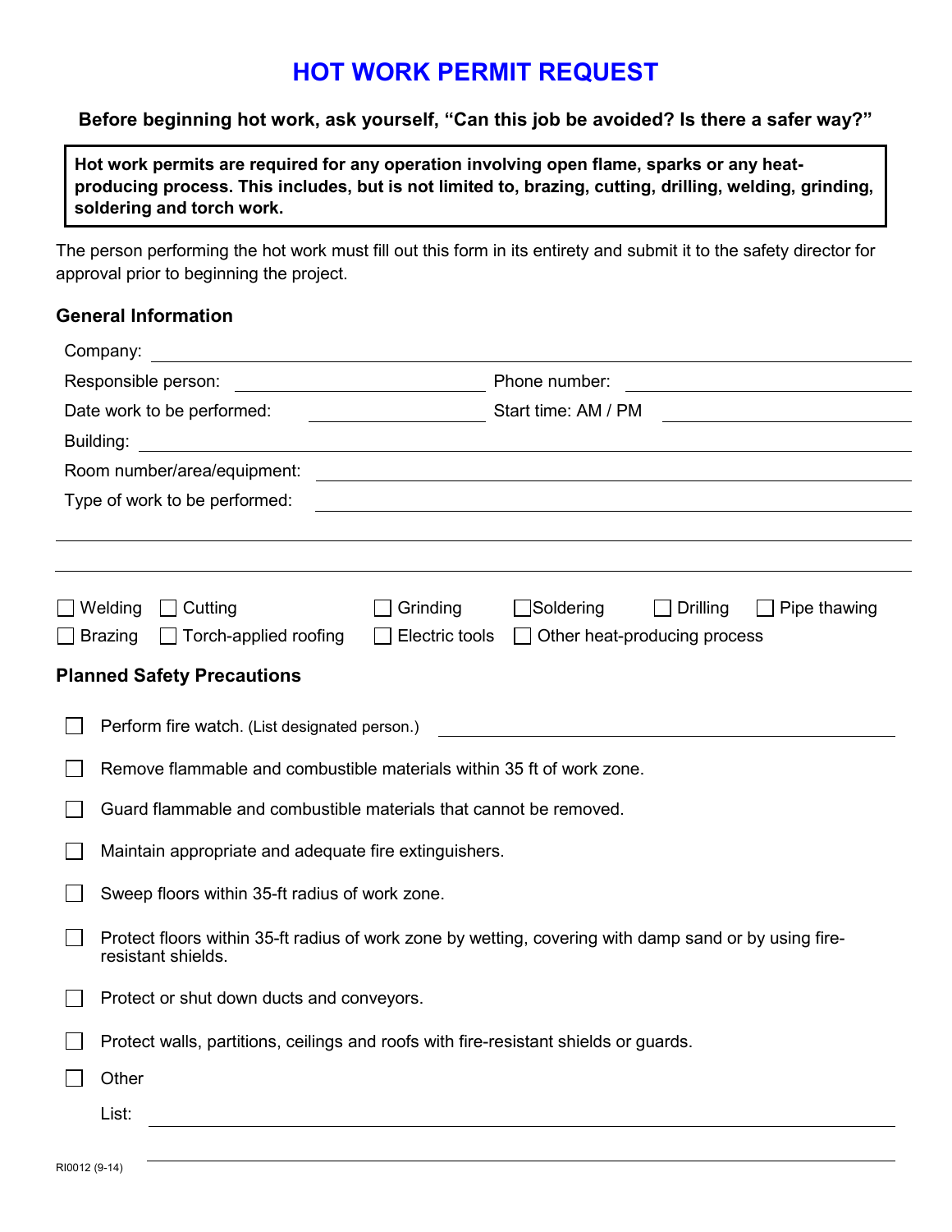# HOT WORK PERMIT REQUEST

**Before beginning hot work, ask yourself, "Can this job be avoided? Is there a safer way?"**

> **Hot work permits are required for any operation involving open flame, sparks or any heat-producing process. This includes, but is not limited to, brazing, cutting, drilling, welding, grinding, soldering and torch work.**

The person performing the hot work must fill out this form in its entirety and submit it to the safety director for approval prior to beginning the project.

## General Information

Company: ______________________________

Responsible person: ______________________ Phone number: ______________________

Date work to be performed: ______________ Start time: AM / PM ______________

Building: ______________________________

Room number/area/equipment: ______________________________

Type of work to be performed: ______________________________

______________________________

______________________________

☐ Welding ☐ Cutting ☐ Grinding ☐ Soldering ☐ Drilling ☐ Pipe thawing

☐ Brazing ☐ Torch-applied roofing ☐ Electric tools ☐ Other heat-producing process

## Planned Safety Precautions

☐ Perform fire watch. (List designated person.) ______________________________

☐ Remove flammable and combustible materials within 35 ft of work zone.

☐ Guard flammable and combustible materials that cannot be removed.

☐ Maintain appropriate and adequate fire extinguishers.

☐ Sweep floors within 35-ft radius of work zone.

☐ Protect floors within 35-ft radius of work zone by wetting, covering with damp sand or by using fire-resistant shields.

☐ Protect or shut down ducts and conveyors.

☐ Protect walls, partitions, ceilings and roofs with fire-resistant shields or guards.

☐ Other

List: ______________________________

______________________________

RI0012 (9-14)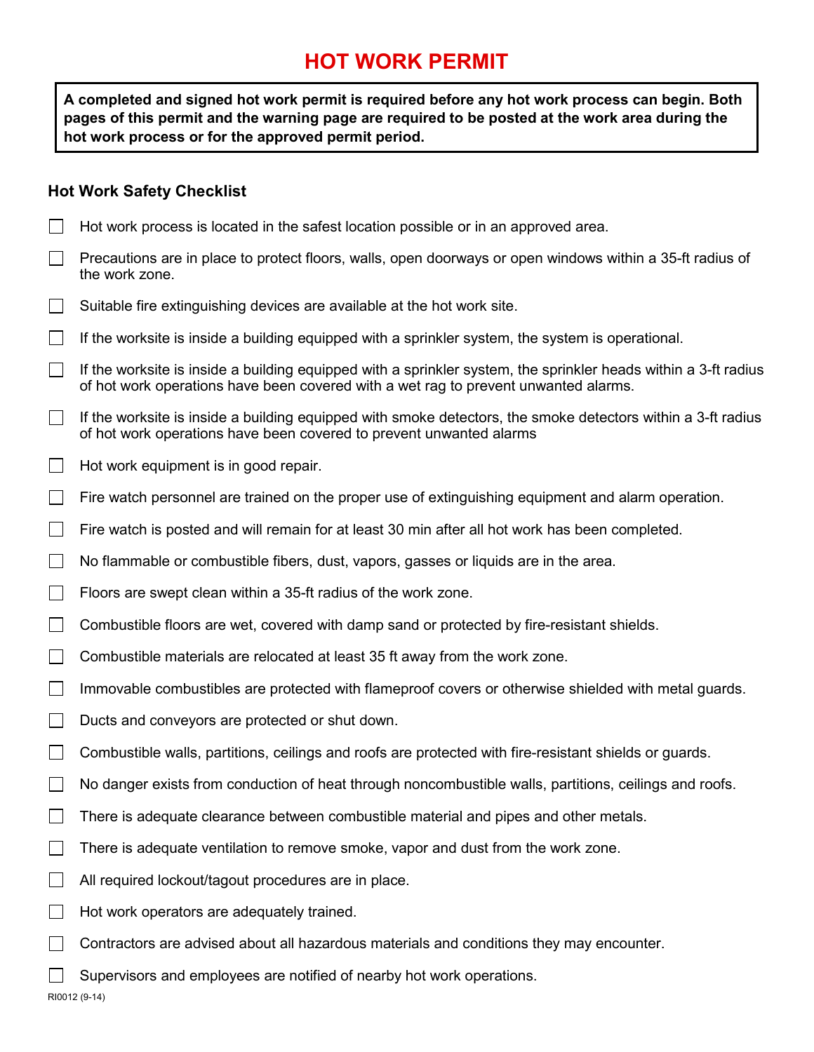# HOT WORK PERMIT

**A completed and signed hot work permit is required before any hot work process can begin. Both pages of this permit and the warning page are required to be posted at the work area during the hot work process or for the approved permit period.**

### Hot Work Safety Checklist

- ☐ Hot work process is located in the safest location possible or in an approved area.
- ☐ Precautions are in place to protect floors, walls, open doorways or open windows within a 35-ft radius of the work zone.
- ☐ Suitable fire extinguishing devices are available at the hot work site.
- ☐ If the worksite is inside a building equipped with a sprinkler system, the system is operational.
- ☐ If the worksite is inside a building equipped with a sprinkler system, the sprinkler heads within a 3-ft radius of hot work operations have been covered with a wet rag to prevent unwanted alarms.
- ☐ If the worksite is inside a building equipped with smoke detectors, the smoke detectors within a 3-ft radius of hot work operations have been covered to prevent unwanted alarms
- ☐ Hot work equipment is in good repair.
- ☐ Fire watch personnel are trained on the proper use of extinguishing equipment and alarm operation.
- ☐ Fire watch is posted and will remain for at least 30 min after all hot work has been completed.
- ☐ No flammable or combustible fibers, dust, vapors, gasses or liquids are in the area.
- ☐ Floors are swept clean within a 35-ft radius of the work zone.
- ☐ Combustible floors are wet, covered with damp sand or protected by fire-resistant shields.
- ☐ Combustible materials are relocated at least 35 ft away from the work zone.
- ☐ Immovable combustibles are protected with flameproof covers or otherwise shielded with metal guards.
- ☐ Ducts and conveyors are protected or shut down.
- ☐ Combustible walls, partitions, ceilings and roofs are protected with fire-resistant shields or guards.
- ☐ No danger exists from conduction of heat through noncombustible walls, partitions, ceilings and roofs.
- ☐ There is adequate clearance between combustible material and pipes and other metals.
- ☐ There is adequate ventilation to remove smoke, vapor and dust from the work zone.
- ☐ All required lockout/tagout procedures are in place.
- ☐ Hot work operators are adequately trained.
- ☐ Contractors are advised about all hazardous materials and conditions they may encounter.
- ☐ Supervisors and employees are notified of nearby hot work operations.

RI0012 (9-14)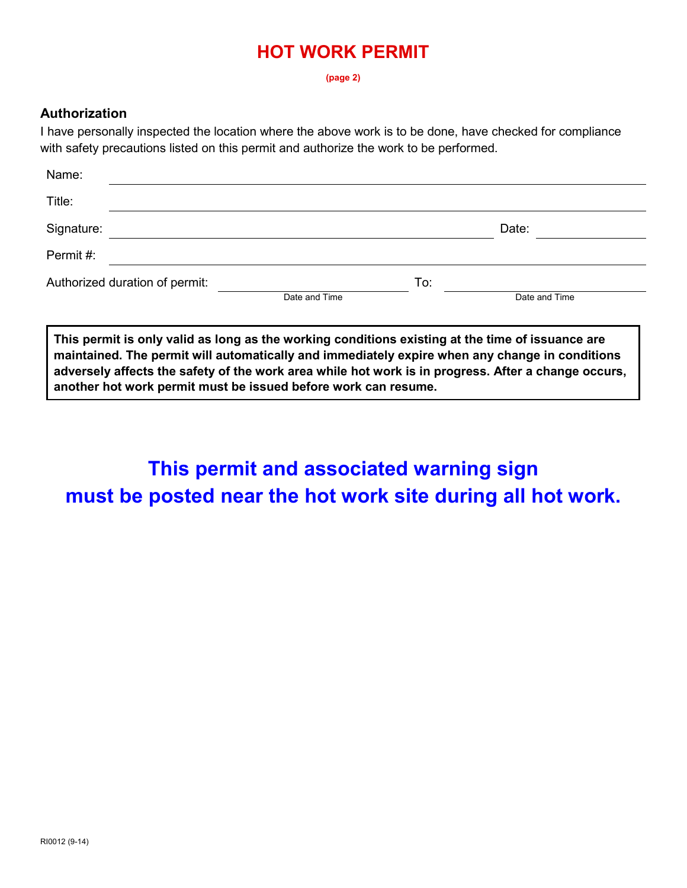# HOT WORK PERMIT

**(page 2)**

## Authorization

I have personally inspected the location where the above work is to be done, have checked for compliance with safety precautions listed on this permit and authorize the work to be performed.

Name: ______________________________

Title: ______________________________

Signature: ______________________________ Date: ______________

Permit #: ______________________________

Authorized duration of permit: ______________________ To: ______________________
Date and Time / Date and Time

**This permit is only valid as long as the working conditions existing at the time of issuance are maintained. The permit will automatically and immediately expire when any change in conditions adversely affects the safety of the work area while hot work is in progress. After a change occurs, another hot work permit must be issued before work can resume.**

**This permit and associated warning sign must be posted near the hot work site during all hot work.**

RI0012 (9-14)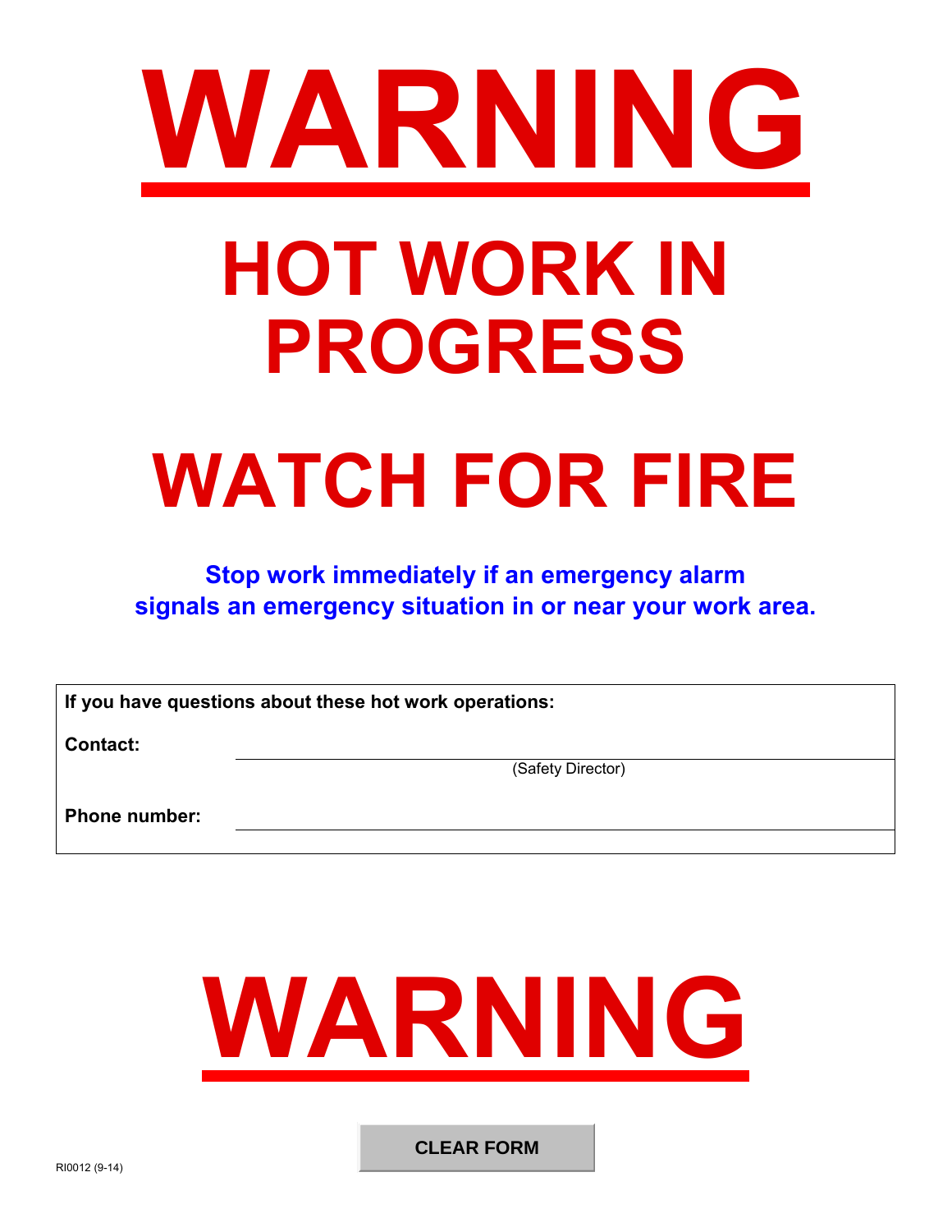# WARNING

# HOT WORK IN PROGRESS

# WATCH FOR FIRE

**Stop work immediately if an emergency alarm signals an emergency situation in or near your work area.**

**If you have questions about these hot work operations:**

**Contact:** ______________________________
(Safety Director)

**Phone number:** ______________________________

# WARNING

CLEAR FORM

RI0012 (9-14)